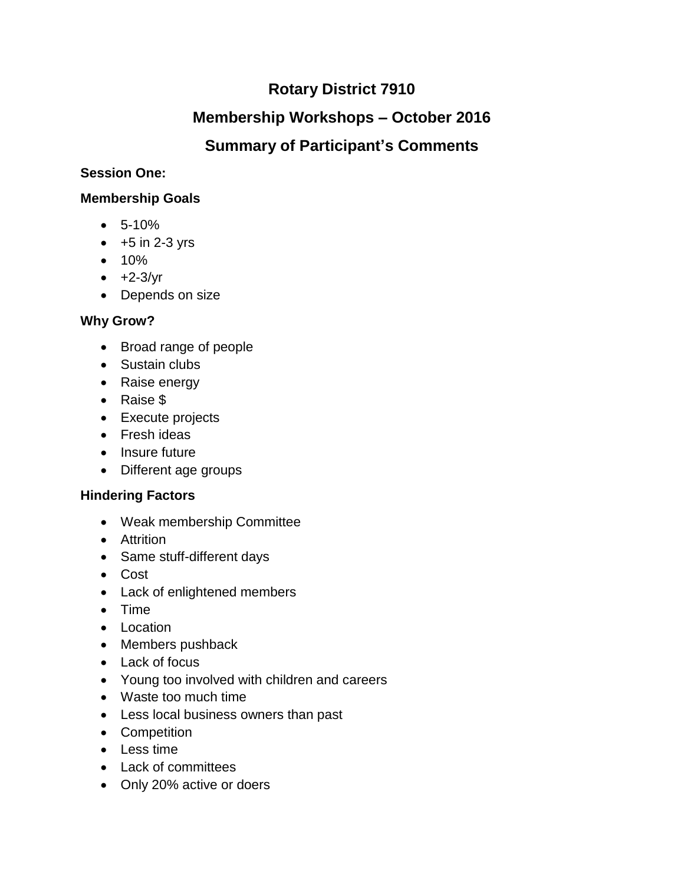# Rotary District 7910

## Membership Workshops – October 2016

## Summary of Participant's Comments

**Session One:**

**Membership Goals**

- 5-10%
- +5 in 2-3 yrs
- 10%
- +2-3/yr
- Depends on size

**Why Grow?**

- Broad range of people
- Sustain clubs
- Raise energy
- Raise $
- Execute projects
- Fresh ideas
- Insure future
- Different age groups

**Hindering Factors**

- Weak membership Committee
- Attrition
- Same stuff-different days
- Cost
- Lack of enlightened members
- Time
- Location
- Members pushback
- Lack of focus
- Young too involved with children and careers
- Waste too much time
- Less local business owners than past
- Competition
- Less time
- Lack of committees
- Only 20% active or doers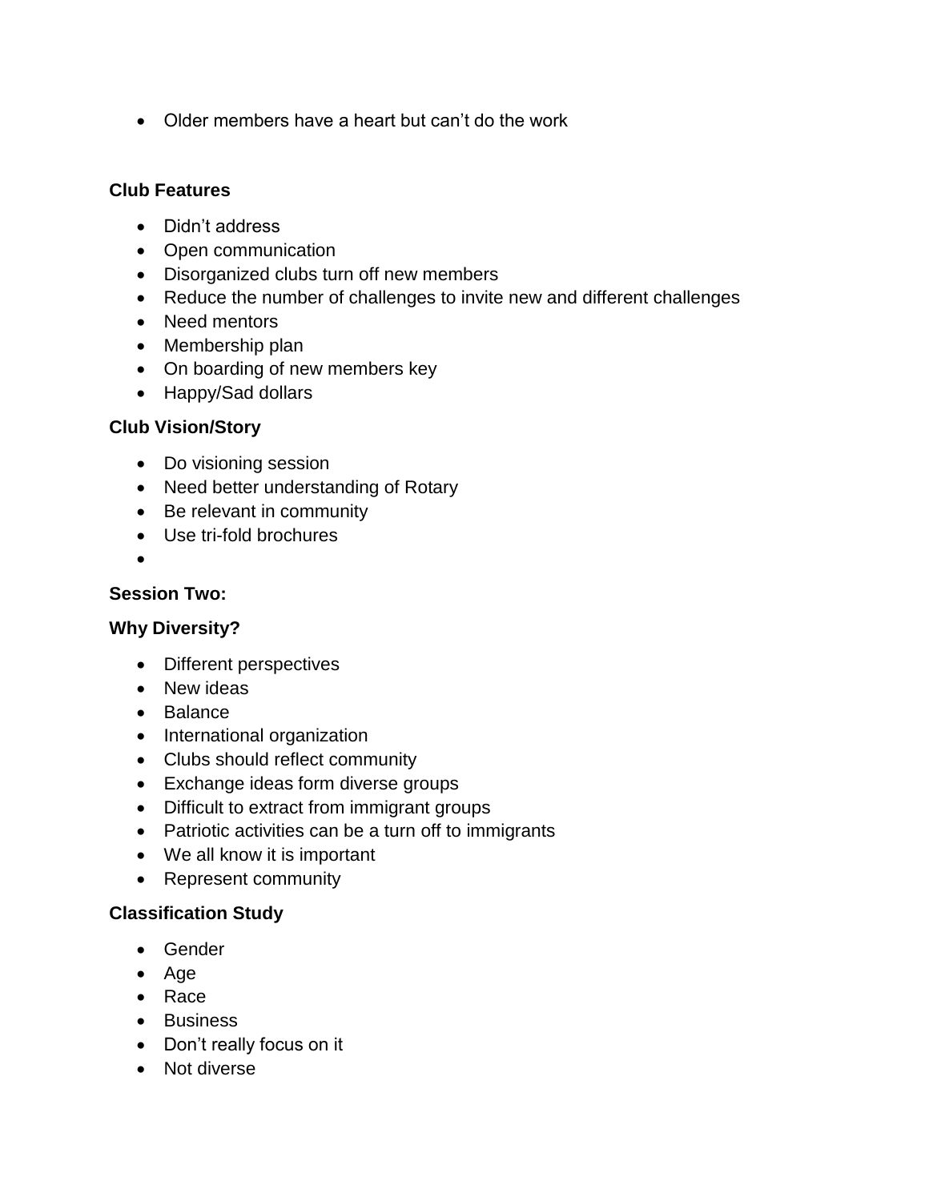- Older members have a heart but can't do the work

**Club Features**

- Didn't address
- Open communication
- Disorganized clubs turn off new members
- Reduce the number of challenges to invite new and different challenges
- Need mentors
- Membership plan
- On boarding of new members key
- Happy/Sad dollars

**Club Vision/Story**

- Do visioning session
- Need better understanding of Rotary
- Be relevant in community
- Use tri-fold brochures
-

**Session Two:**

**Why Diversity?**

- Different perspectives
- New ideas
- Balance
- International organization
- Clubs should reflect community
- Exchange ideas form diverse groups
- Difficult to extract from immigrant groups
- Patriotic activities can be a turn off to immigrants
- We all know it is important
- Represent community

**Classification Study**

- Gender
- Age
- Race
- Business
- Don't really focus on it
- Not diverse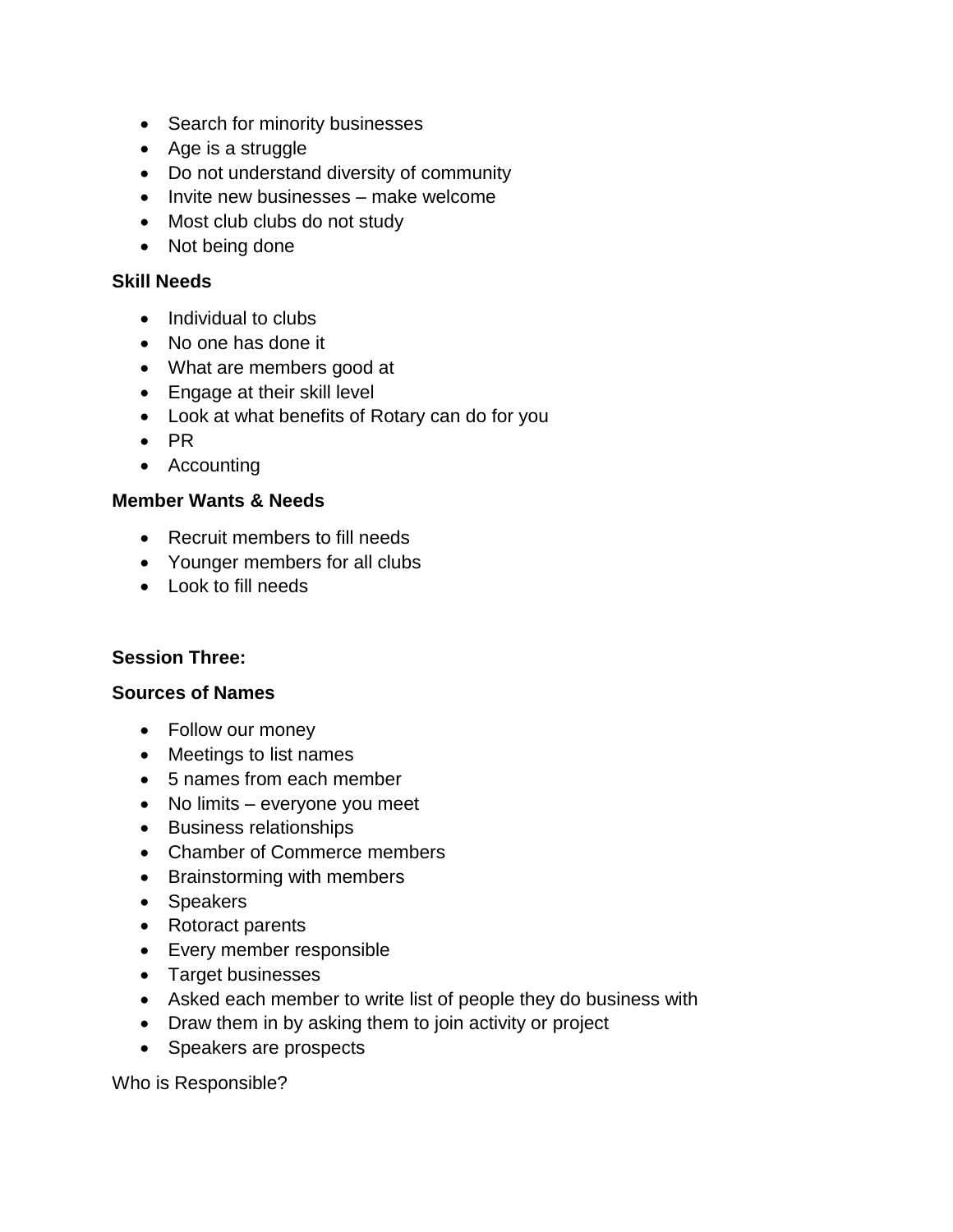- Search for minority businesses
- Age is a struggle
- Do not understand diversity of community
- Invite new businesses – make welcome
- Most club clubs do not study
- Not being done

**Skill Needs**

- Individual to clubs
- No one has done it
- What are members good at
- Engage at their skill level
- Look at what benefits of Rotary can do for you
- PR
- Accounting

**Member Wants & Needs**

- Recruit members to fill needs
- Younger members for all clubs
- Look to fill needs

**Session Three:**

**Sources of Names**

- Follow our money
- Meetings to list names
- 5 names from each member
- No limits – everyone you meet
- Business relationships
- Chamber of Commerce members
- Brainstorming with members
- Speakers
- Rotoract parents
- Every member responsible
- Target businesses
- Asked each member to write list of people they do business with
- Draw them in by asking them to join activity or project
- Speakers are prospects

Who is Responsible?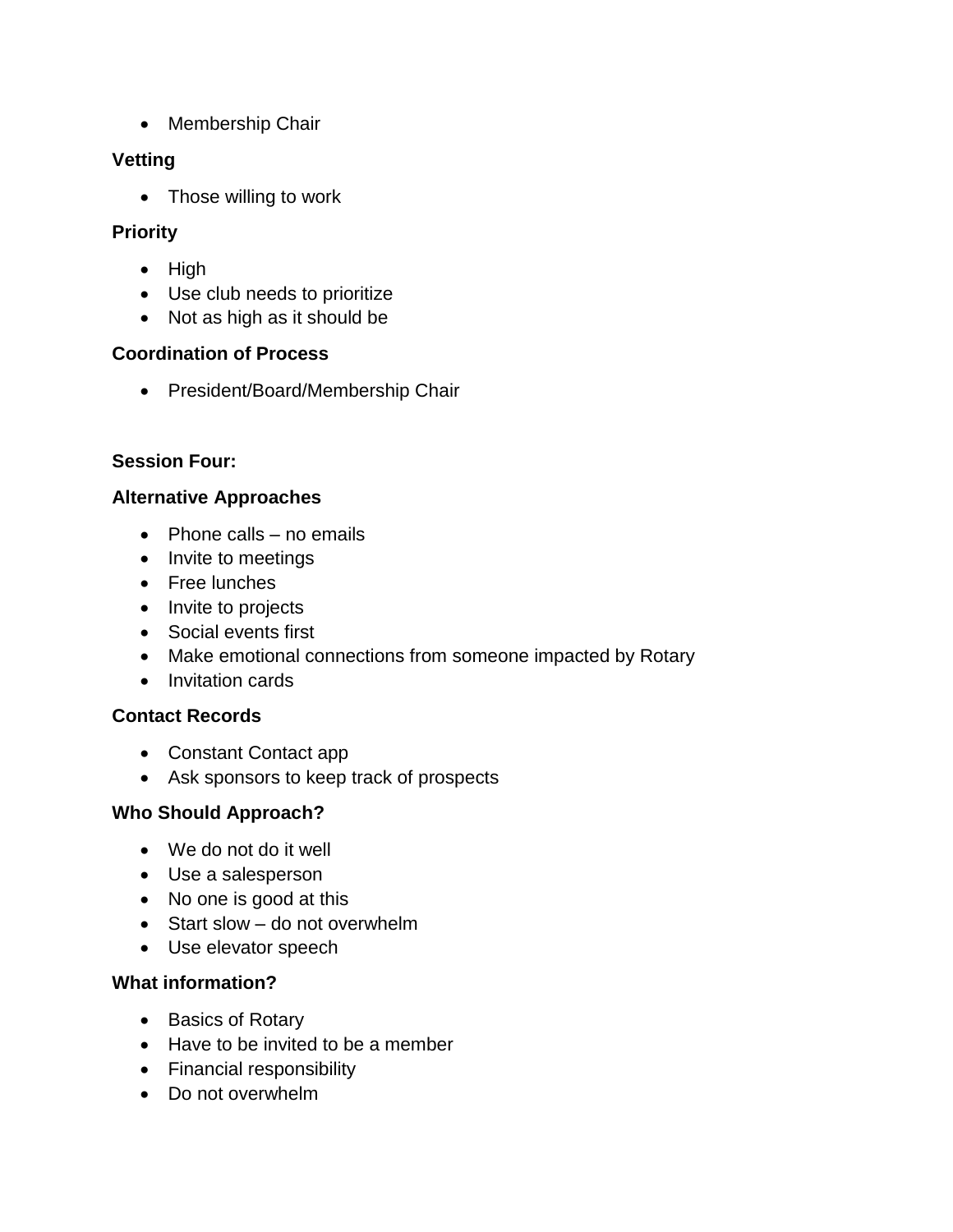- Membership Chair

**Vetting**

- Those willing to work

**Priority**

- High
- Use club needs to prioritize
- Not as high as it should be

**Coordination of Process**

- President/Board/Membership Chair

**Session Four:**

**Alternative Approaches**

- Phone calls – no emails
- Invite to meetings
- Free lunches
- Invite to projects
- Social events first
- Make emotional connections from someone impacted by Rotary
- Invitation cards

**Contact Records**

- Constant Contact app
- Ask sponsors to keep track of prospects

**Who Should Approach?**

- We do not do it well
- Use a salesperson
- No one is good at this
- Start slow – do not overwhelm
- Use elevator speech

**What information?**

- Basics of Rotary
- Have to be invited to be a member
- Financial responsibility
- Do not overwhelm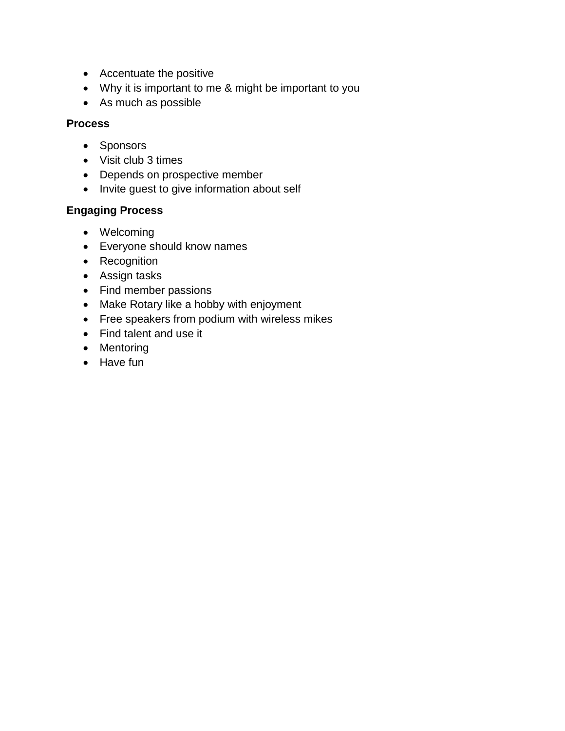- Accentuate the positive
- Why it is important to me & might be important to you
- As much as possible

**Process**

- Sponsors
- Visit club 3 times
- Depends on prospective member
- Invite guest to give information about self

**Engaging Process**

- Welcoming
- Everyone should know names
- Recognition
- Assign tasks
- Find member passions
- Make Rotary like a hobby with enjoyment
- Free speakers from podium with wireless mikes
- Find talent and use it
- Mentoring
- Have fun